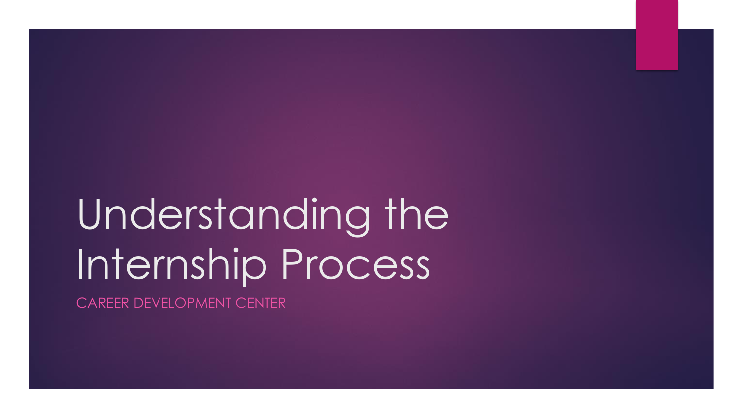# Understanding the Internship Process

CAREER DEVELOPMENT CENTER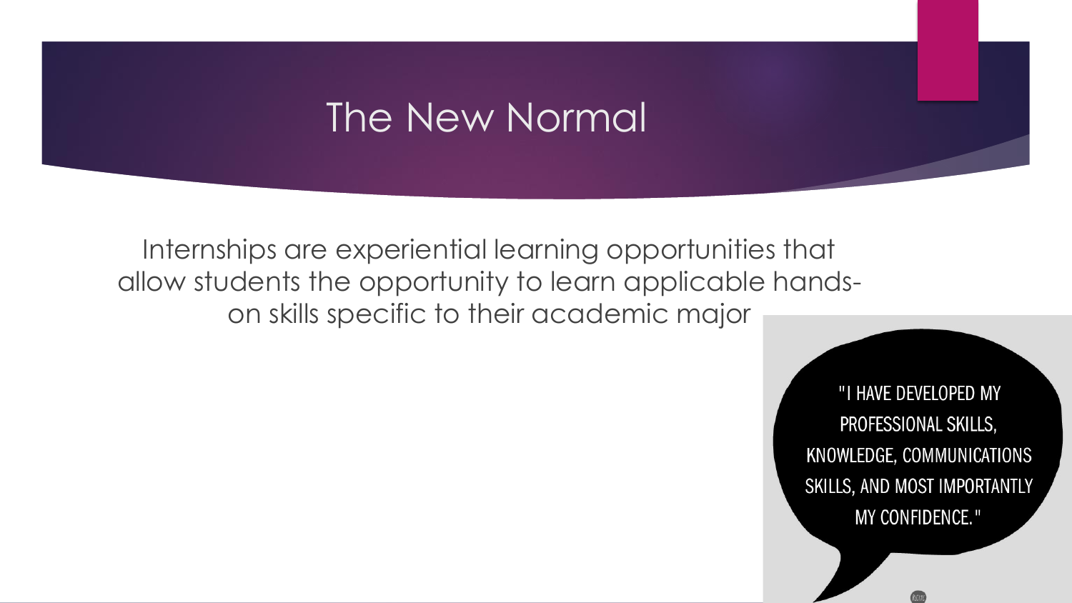# The New Normal

Internships are experiential learning opportunities that allow students the opportunity to learn applicable hands-on skills specific to their academic major

"I HAVE DEVELOPED MY PROFESSIONAL SKILLS, KNOWLEDGE, COMMUNICATIONS SKILLS, AND MOST IMPORTANTLY MY CONFIDENCE."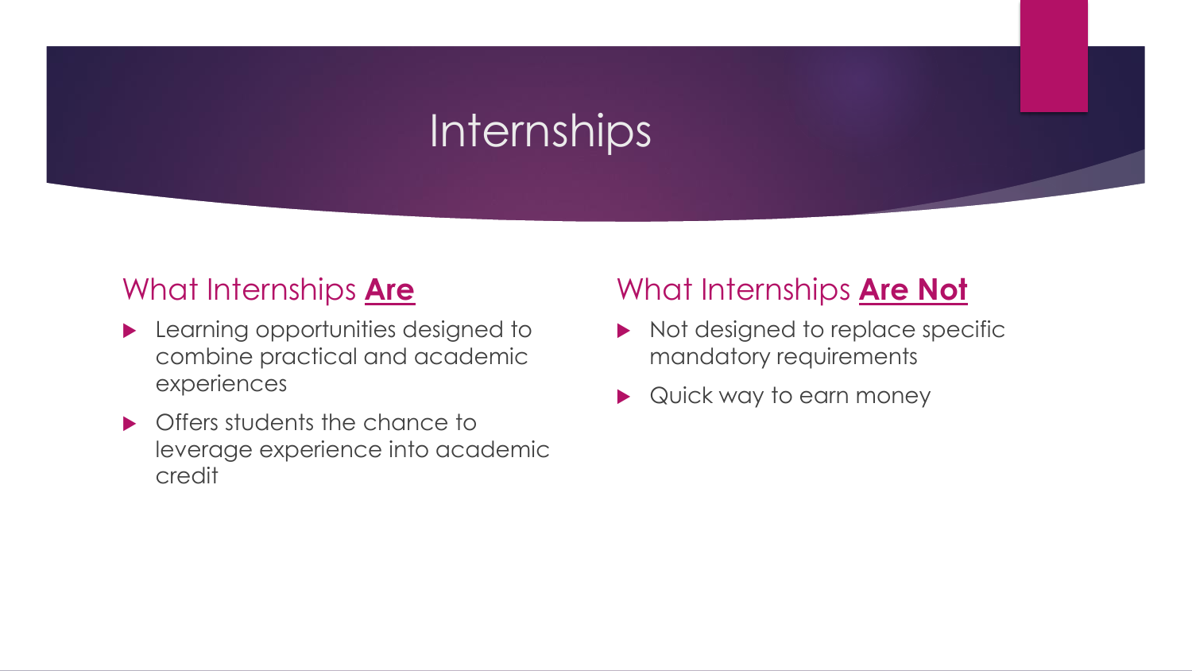# Internships

## What Internships **Are**

- Learning opportunities designed to combine practical and academic experiences
- Offers students the chance to leverage experience into academic credit

## What Internships **Are Not**

- Not designed to replace specific mandatory requirements
- Quick way to earn money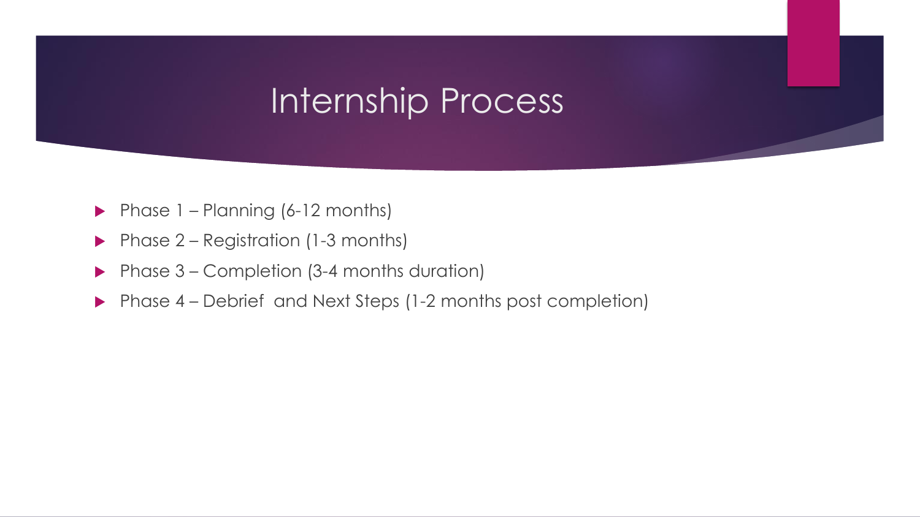# Internship Process

- Phase 1 – Planning (6-12 months)
- Phase 2 – Registration (1-3 months)
- Phase 3 – Completion (3-4 months duration)
- Phase 4 – Debrief  and Next Steps (1-2 months post completion)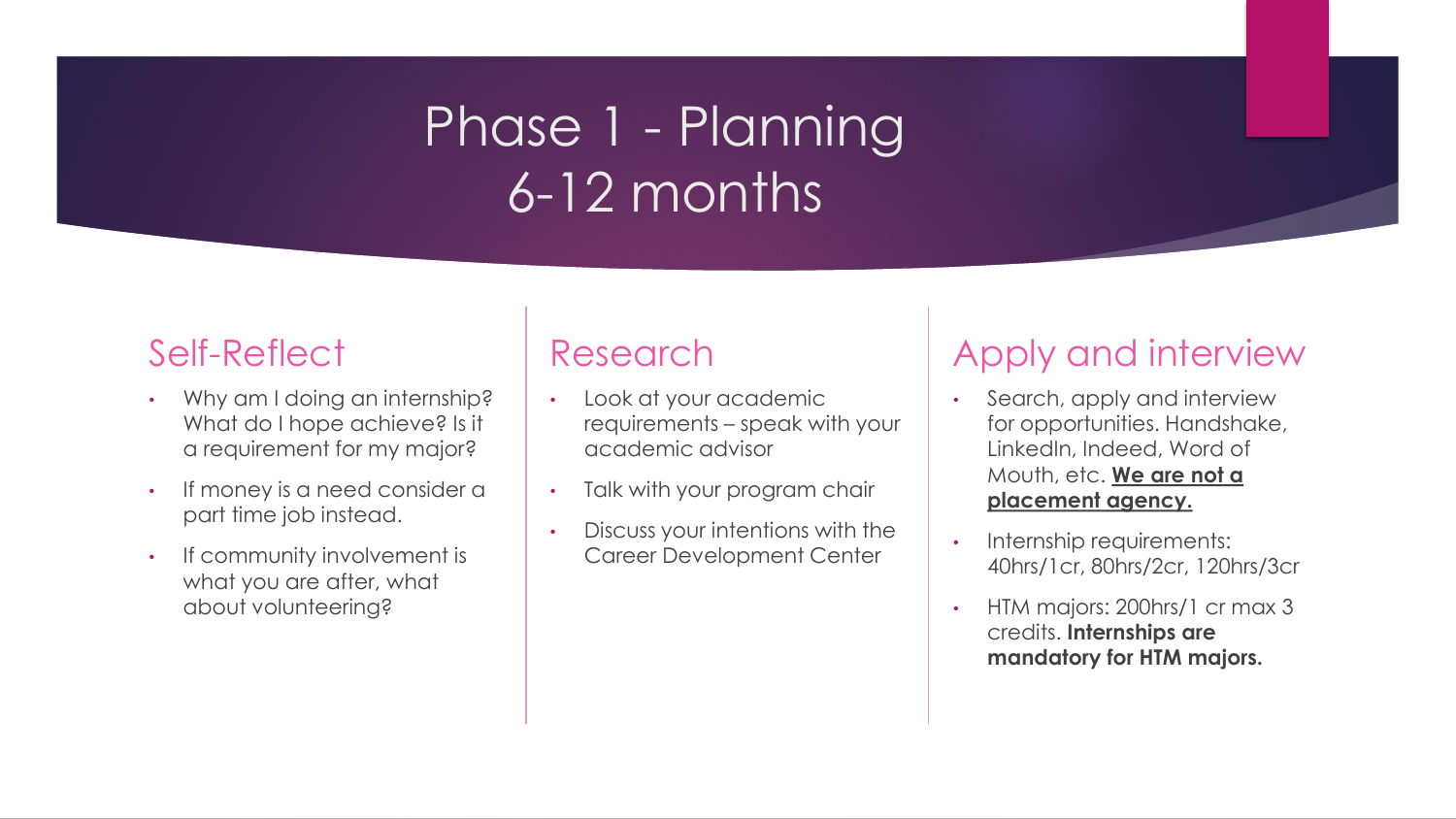# Phase 1 - Planning
# 6-12 months

## Self-Reflect

- Why am I doing an internship? What do I hope achieve? Is it a requirement for my major?
- If money is a need consider a part time job instead.
- If community involvement is what you are after, what about volunteering?

## Research

- Look at your academic requirements – speak with your academic advisor
- Talk with your program chair
- Discuss your intentions with the Career Development Center

## Apply and interview

- Search, apply and interview for opportunities. Handshake, LinkedIn, Indeed, Word of Mouth, etc. **<u>We are not a placement agency.</u>**
- Internship requirements: 40hrs/1cr, 80hrs/2cr, 120hrs/3cr
- HTM majors: 200hrs/1 cr max 3 credits. **Internships are mandatory for HTM majors.**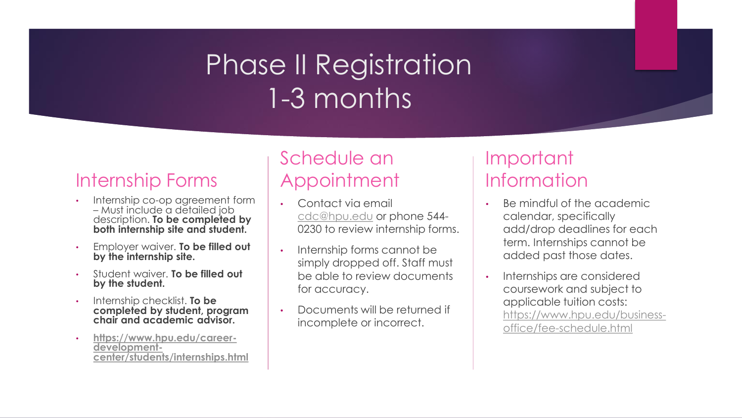# Phase II Registration
# 1-3 months

## Internship Forms

- Internship co-op agreement form – Must include a detailed job description. **To be completed by both internship site and student.**
- Employer waiver. **To be filled out by the internship site.**
- Student waiver. **To be filled out by the student.**
- Internship checklist. **To be completed by student, program chair and academic advisor.**
- **https://www.hpu.edu/career-development-center/students/internships.html**

## Schedule an Appointment

- Contact via email cdc@hpu.edu or phone 544-0230 to review internship forms.
- Internship forms cannot be simply dropped off. Staff must be able to review documents for accuracy.
- Documents will be returned if incomplete or incorrect.

## Important Information

- Be mindful of the academic calendar, specifically add/drop deadlines for each term. Internships cannot be added past those dates.
- Internships are considered coursework and subject to applicable tuition costs: https://www.hpu.edu/business-office/fee-schedule.html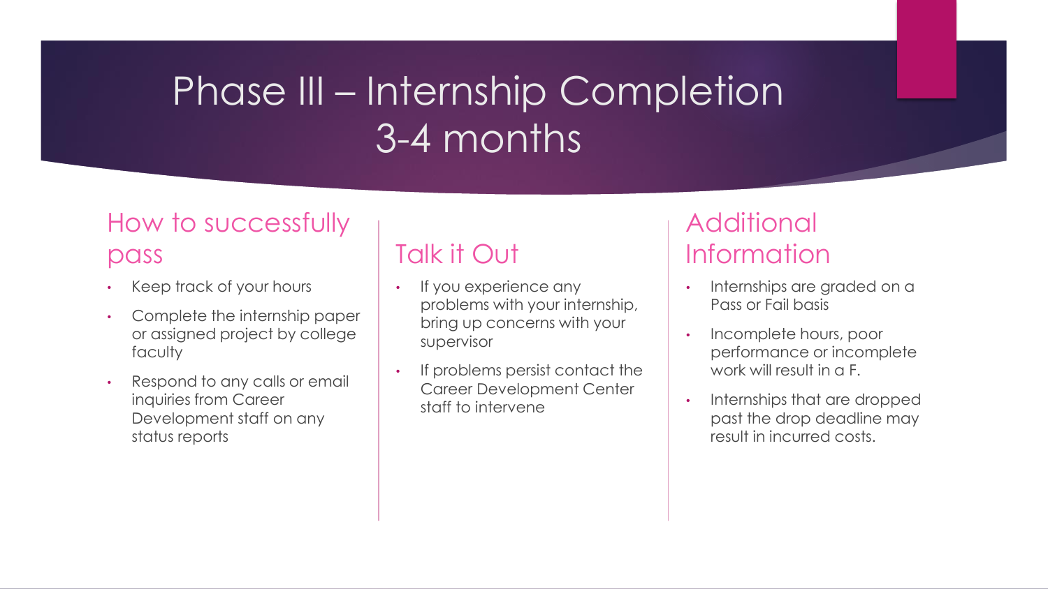# Phase III – Internship Completion 3-4 months

## How to successfully pass

- Keep track of your hours
- Complete the internship paper or assigned project by college faculty
- Respond to any calls or email inquiries from Career Development staff on any status reports

## Talk it Out

- If you experience any problems with your internship, bring up concerns with your supervisor
- If problems persist contact the Career Development Center staff to intervene

## Additional Information

- Internships are graded on a Pass or Fail basis
- Incomplete hours, poor performance or incomplete work will result in a F.
- Internships that are dropped past the drop deadline may result in incurred costs.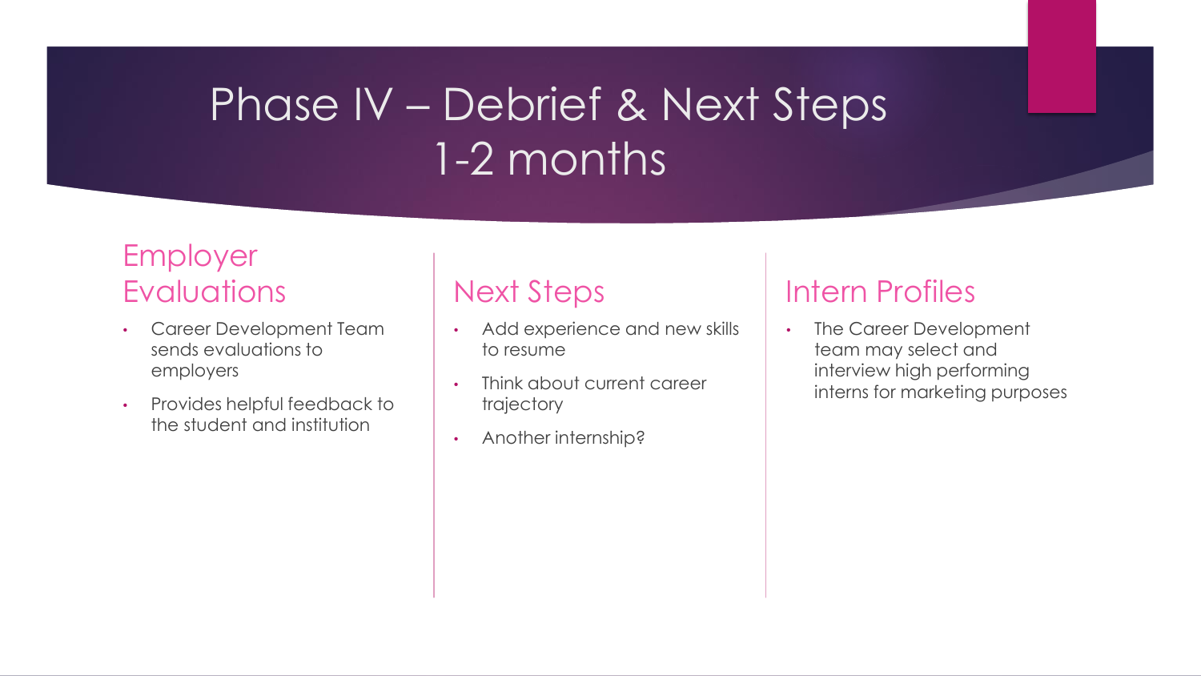# Phase IV – Debrief & Next Steps 1-2 months

## Employer Evaluations

- Career Development Team sends evaluations to employers
- Provides helpful feedback to the student and institution

## Next Steps

- Add experience and new skills to resume
- Think about current career trajectory
- Another internship?

## Intern Profiles

- The Career Development team may select and interview high performing interns for marketing purposes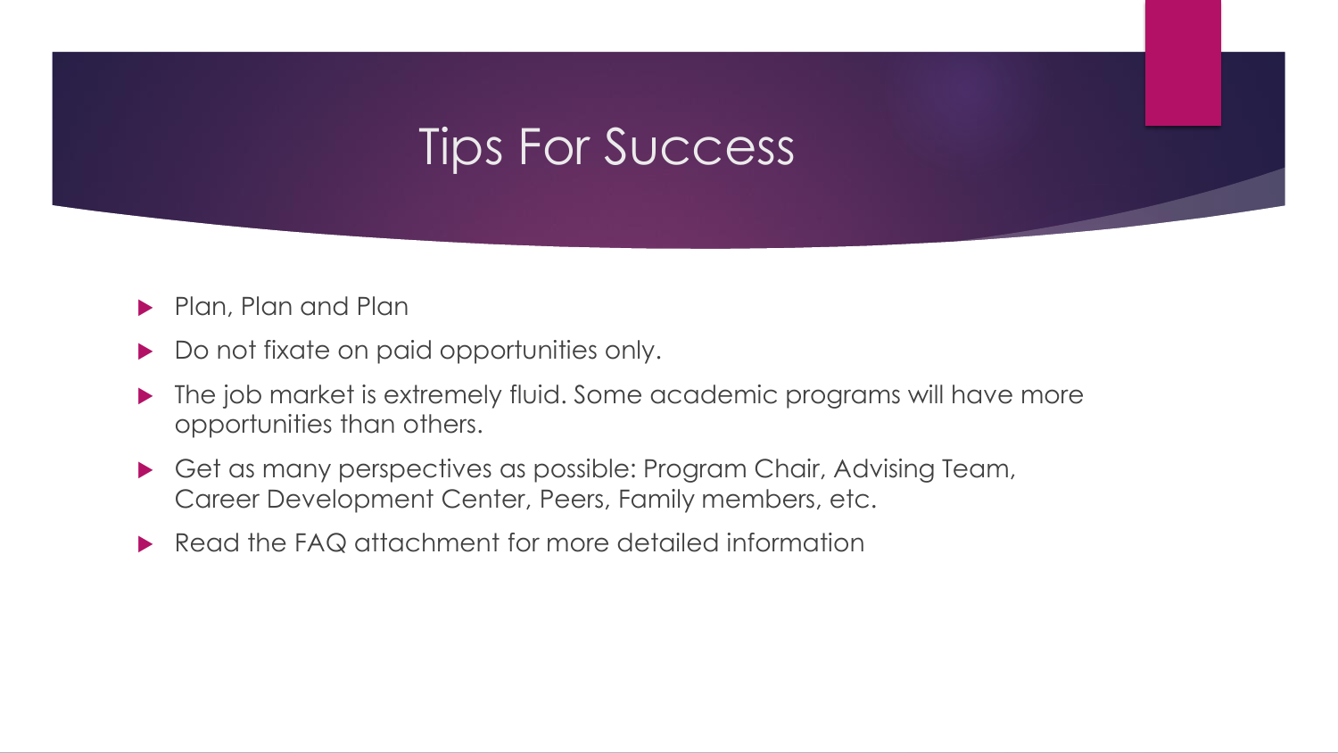# Tips For Success

- Plan, Plan and Plan
- Do not fixate on paid opportunities only.
- The job market is extremely fluid. Some academic programs will have more opportunities than others.
- Get as many perspectives as possible: Program Chair, Advising Team, Career Development Center, Peers, Family members, etc.
- Read the FAQ attachment for more detailed information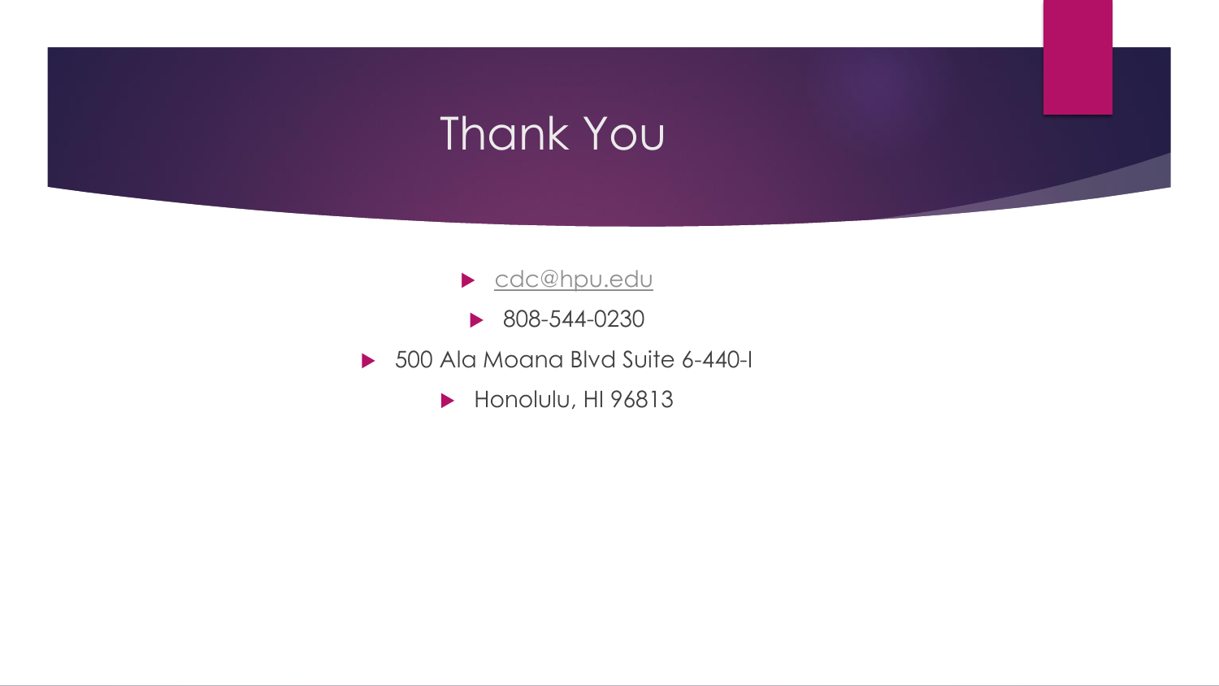# Thank You

- cdc@hpu.edu
- 808-544-0230
- 500 Ala Moana Blvd Suite 6-440-I
- Honolulu, HI 96813